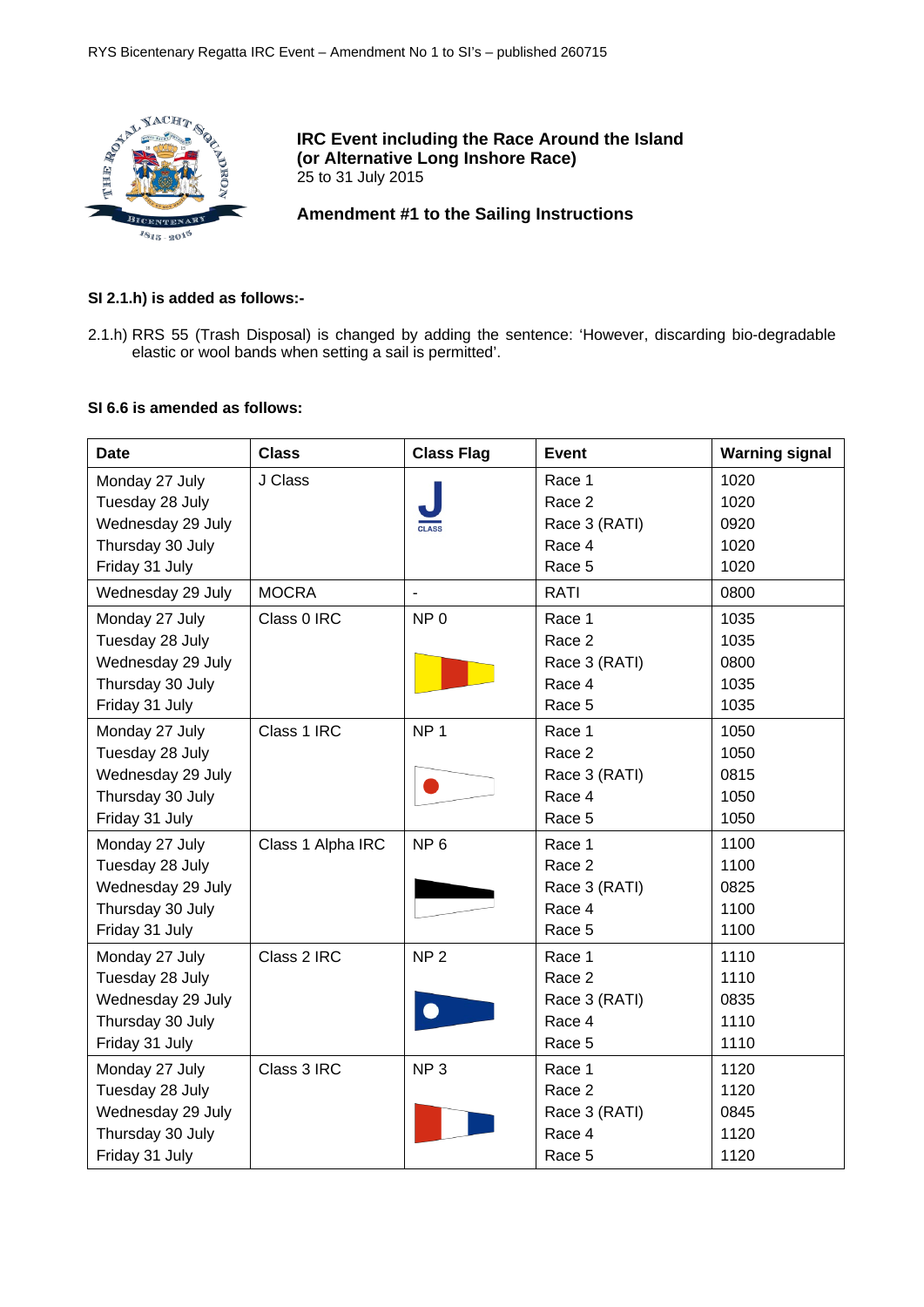# IRC Event including the Race Around the Island (or Alternative Long Inshore Race)

25 to 31 July 2015

## Amendment #1 to the Sailing Instructions

**SI 2.1.h) is added as follows:-**

2.1.h) RRS 55 (Trash Disposal) is changed by adding the sentence: 'However, discarding bio-degradable elastic or wool bands when setting a sail is permitted'.

**SI 6.6 is amended as follows:**

| Date | Class | Class Flag | Event | Warning signal |
|---|---|---|---|---|
| Monday 27 July<br>Tuesday 28 July<br>Wednesday 29 July<br>Thursday 30 July<br>Friday 31 July | J Class | J CLASS | Race 1<br>Race 2<br>Race 3 (RATI)<br>Race 4<br>Race 5 | 1020<br>1020<br>0920<br>1020<br>1020 |
| Wednesday 29 July | MOCRA | - | RATI | 0800 |
| Monday 27 July<br>Tuesday 28 July<br>Wednesday 29 July<br>Thursday 30 July<br>Friday 31 July | Class 0 IRC | NP 0 | Race 1<br>Race 2<br>Race 3 (RATI)<br>Race 4<br>Race 5 | 1035<br>1035<br>0800<br>1035<br>1035 |
| Monday 27 July<br>Tuesday 28 July<br>Wednesday 29 July<br>Thursday 30 July<br>Friday 31 July | Class 1 IRC | NP 1 | Race 1<br>Race 2<br>Race 3 (RATI)<br>Race 4<br>Race 5 | 1050<br>1050<br>0815<br>1050<br>1050 |
| Monday 27 July<br>Tuesday 28 July<br>Wednesday 29 July<br>Thursday 30 July<br>Friday 31 July | Class 1 Alpha IRC | NP 6 | Race 1<br>Race 2<br>Race 3 (RATI)<br>Race 4<br>Race 5 | 1100<br>1100<br>0825<br>1100<br>1100 |
| Monday 27 July<br>Tuesday 28 July<br>Wednesday 29 July<br>Thursday 30 July<br>Friday 31 July | Class 2 IRC | NP 2 | Race 1<br>Race 2<br>Race 3 (RATI)<br>Race 4<br>Race 5 | 1110<br>1110<br>0835<br>1110<br>1110 |
| Monday 27 July<br>Tuesday 28 July<br>Wednesday 29 July<br>Thursday 30 July<br>Friday 31 July | Class 3 IRC | NP 3 | Race 1<br>Race 2<br>Race 3 (RATI)<br>Race 4<br>Race 5 | 1120<br>1120<br>0845<br>1120<br>1120 |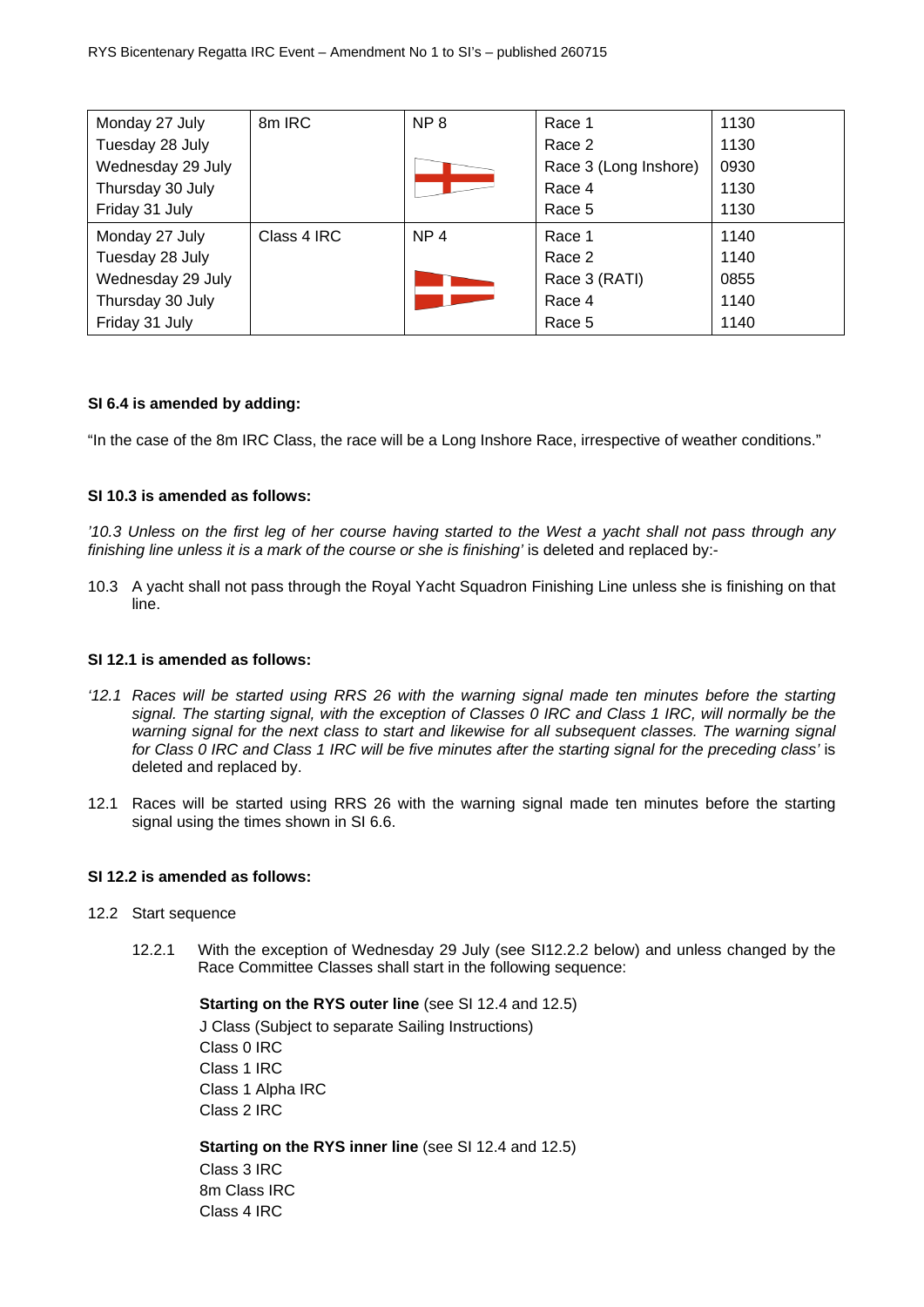| Monday 27 July<br>Tuesday 28 July<br>Wednesday 29 July<br>Thursday 30 July<br>Friday 31 July | 8m IRC | NP 8 | Race 1<br>Race 2<br>Race 3 (Long Inshore)<br>Race 4<br>Race 5 | 1130<br>1130<br>0930<br>1130<br>1130 |
|---|---|---|---|---|
| Monday 27 July<br>Tuesday 28 July<br>Wednesday 29 July<br>Thursday 30 July<br>Friday 31 July | Class 4 IRC | NP 4 | Race 1<br>Race 2<br>Race 3 (RATI)<br>Race 4<br>Race 5 | 1140<br>1140<br>0855<br>1140<br>1140 |

**SI 6.4 is amended by adding:**

"In the case of the 8m IRC Class, the race will be a Long Inshore Race, irrespective of weather conditions."

**SI 10.3 is amended as follows:**

*'10.3 Unless on the first leg of her course having started to the West a yacht shall not pass through any finishing line unless it is a mark of the course or she is finishing'* is deleted and replaced by:-

10.3 A yacht shall not pass through the Royal Yacht Squadron Finishing Line unless she is finishing on that line.

**SI 12.1 is amended as follows:**

*'12.1 Races will be started using RRS 26 with the warning signal made ten minutes before the starting signal. The starting signal, with the exception of Classes 0 IRC and Class 1 IRC, will normally be the warning signal for the next class to start and likewise for all subsequent classes. The warning signal for Class 0 IRC and Class 1 IRC will be five minutes after the starting signal for the preceding class'* is deleted and replaced by.

12.1 Races will be started using RRS 26 with the warning signal made ten minutes before the starting signal using the times shown in SI 6.6.

**SI 12.2 is amended as follows:**

12.2 Start sequence

12.2.1 With the exception of Wednesday 29 July (see SI12.2.2 below) and unless changed by the Race Committee Classes shall start in the following sequence:

**Starting on the RYS outer line** (see SI 12.4 and 12.5)
J Class (Subject to separate Sailing Instructions)
Class 0 IRC
Class 1 IRC
Class 1 Alpha IRC
Class 2 IRC

**Starting on the RYS inner line** (see SI 12.4 and 12.5)
Class 3 IRC
8m Class IRC
Class 4 IRC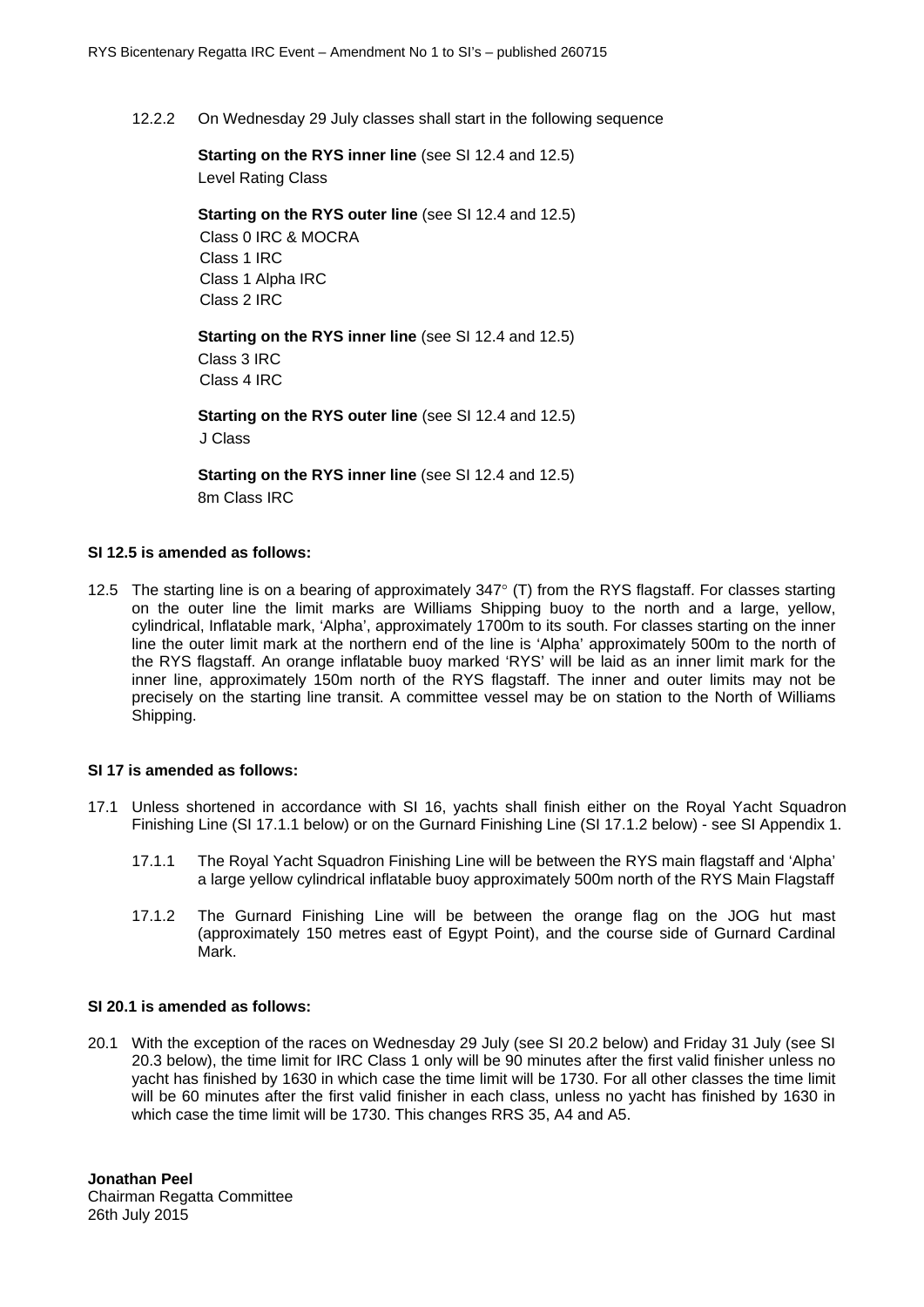12.2.2 On Wednesday 29 July classes shall start in the following sequence

**Starting on the RYS inner line** (see SI 12.4 and 12.5)
Level Rating Class

**Starting on the RYS outer line** (see SI 12.4 and 12.5)
Class 0 IRC & MOCRA
Class 1 IRC
Class 1 Alpha IRC
Class 2 IRC

**Starting on the RYS inner line** (see SI 12.4 and 12.5)
Class 3 IRC
Class 4 IRC

**Starting on the RYS outer line** (see SI 12.4 and 12.5)
J Class

**Starting on the RYS inner line** (see SI 12.4 and 12.5)
8m Class IRC

**SI 12.5 is amended as follows:**

12.5 The starting line is on a bearing of approximately 347° (T) from the RYS flagstaff. For classes starting on the outer line the limit marks are Williams Shipping buoy to the north and a large, yellow, cylindrical, Inflatable mark, 'Alpha', approximately 1700m to its south. For classes starting on the inner line the outer limit mark at the northern end of the line is 'Alpha' approximately 500m to the north of the RYS flagstaff. An orange inflatable buoy marked 'RYS' will be laid as an inner limit mark for the inner line, approximately 150m north of the RYS flagstaff. The inner and outer limits may not be precisely on the starting line transit. A committee vessel may be on station to the North of Williams Shipping.

**SI 17 is amended as follows:**

17.1 Unless shortened in accordance with SI 16, yachts shall finish either on the Royal Yacht Squadron Finishing Line (SI 17.1.1 below) or on the Gurnard Finishing Line (SI 17.1.2 below) - see SI Appendix 1.

17.1.1 The Royal Yacht Squadron Finishing Line will be between the RYS main flagstaff and 'Alpha' a large yellow cylindrical inflatable buoy approximately 500m north of the RYS Main Flagstaff

17.1.2 The Gurnard Finishing Line will be between the orange flag on the JOG hut mast (approximately 150 metres east of Egypt Point), and the course side of Gurnard Cardinal Mark.

**SI 20.1 is amended as follows:**

20.1 With the exception of the races on Wednesday 29 July (see SI 20.2 below) and Friday 31 July (see SI 20.3 below), the time limit for IRC Class 1 only will be 90 minutes after the first valid finisher unless no yacht has finished by 1630 in which case the time limit will be 1730. For all other classes the time limit will be 60 minutes after the first valid finisher in each class, unless no yacht has finished by 1630 in which case the time limit will be 1730. This changes RRS 35, A4 and A5.

**Jonathan Peel**
Chairman Regatta Committee
26th July 2015